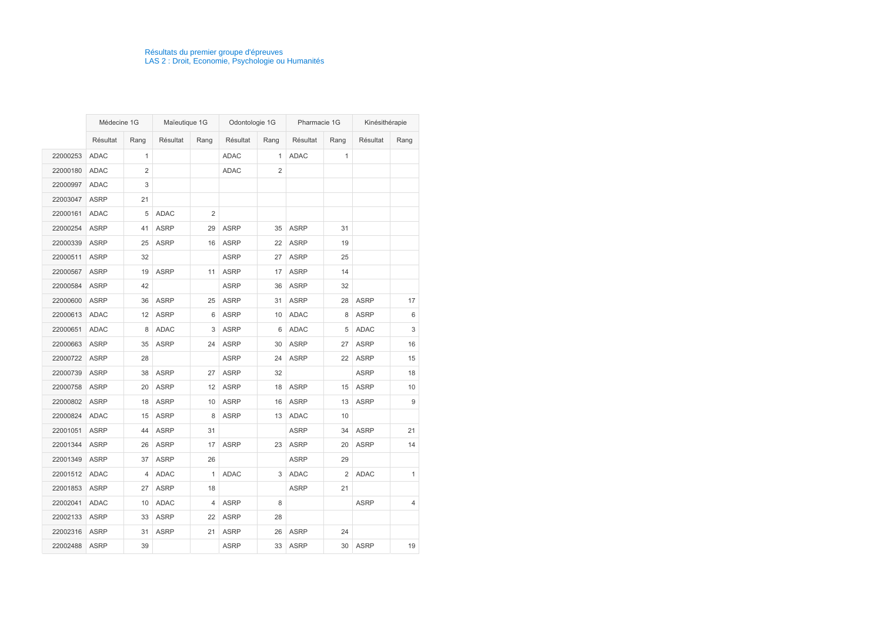Résultats du premier groupe d'épreuves
LAS 2 : Droit, Economie, Psychologie ou Humanités

| | Médecine 1G | | Maïeutique 1G | | Odontologie 1G | | Pharmacie 1G | | Kinésithérapie | |
|---|---|---|---|---|---|---|---|---|---|---|
| | Résultat | Rang | Résultat | Rang | Résultat | Rang | Résultat | Rang | Résultat | Rang |
| 22000253 | ADAC | 1 | | | ADAC | 1 | ADAC | 1 | | |
| 22000180 | ADAC | 2 | | | ADAC | 2 | | | | |
| 22000997 | ADAC | 3 | | | | | | | | |
| 22003047 | ASRP | 21 | | | | | | | | |
| 22000161 | ADAC | 5 | ADAC | 2 | | | | | | |
| 22000254 | ASRP | 41 | ASRP | 29 | ASRP | 35 | ASRP | 31 | | |
| 22000339 | ASRP | 25 | ASRP | 16 | ASRP | 22 | ASRP | 19 | | |
| 22000511 | ASRP | 32 | | | ASRP | 27 | ASRP | 25 | | |
| 22000567 | ASRP | 19 | ASRP | 11 | ASRP | 17 | ASRP | 14 | | |
| 22000584 | ASRP | 42 | | | ASRP | 36 | ASRP | 32 | | |
| 22000600 | ASRP | 36 | ASRP | 25 | ASRP | 31 | ASRP | 28 | ASRP | 17 |
| 22000613 | ADAC | 12 | ASRP | 6 | ASRP | 10 | ADAC | 8 | ASRP | 6 |
| 22000651 | ADAC | 8 | ADAC | 3 | ASRP | 6 | ADAC | 5 | ADAC | 3 |
| 22000663 | ASRP | 35 | ASRP | 24 | ASRP | 30 | ASRP | 27 | ASRP | 16 |
| 22000722 | ASRP | 28 | | | ASRP | 24 | ASRP | 22 | ASRP | 15 |
| 22000739 | ASRP | 38 | ASRP | 27 | ASRP | 32 | | | ASRP | 18 |
| 22000758 | ASRP | 20 | ASRP | 12 | ASRP | 18 | ASRP | 15 | ASRP | 10 |
| 22000802 | ASRP | 18 | ASRP | 10 | ASRP | 16 | ASRP | 13 | ASRP | 9 |
| 22000824 | ADAC | 15 | ASRP | 8 | ASRP | 13 | ADAC | 10 | | |
| 22001051 | ASRP | 44 | ASRP | 31 | | | ASRP | 34 | ASRP | 21 |
| 22001344 | ASRP | 26 | ASRP | 17 | ASRP | 23 | ASRP | 20 | ASRP | 14 |
| 22001349 | ASRP | 37 | ASRP | 26 | | | ASRP | 29 | | |
| 22001512 | ADAC | 4 | ADAC | 1 | ADAC | 3 | ADAC | 2 | ADAC | 1 |
| 22001853 | ASRP | 27 | ASRP | 18 | | | ASRP | 21 | | |
| 22002041 | ADAC | 10 | ADAC | 4 | ASRP | 8 | | | ASRP | 4 |
| 22002133 | ASRP | 33 | ASRP | 22 | ASRP | 28 | | | | |
| 22002316 | ASRP | 31 | ASRP | 21 | ASRP | 26 | ASRP | 24 | | |
| 22002488 | ASRP | 39 | | | ASRP | 33 | ASRP | 30 | ASRP | 19 |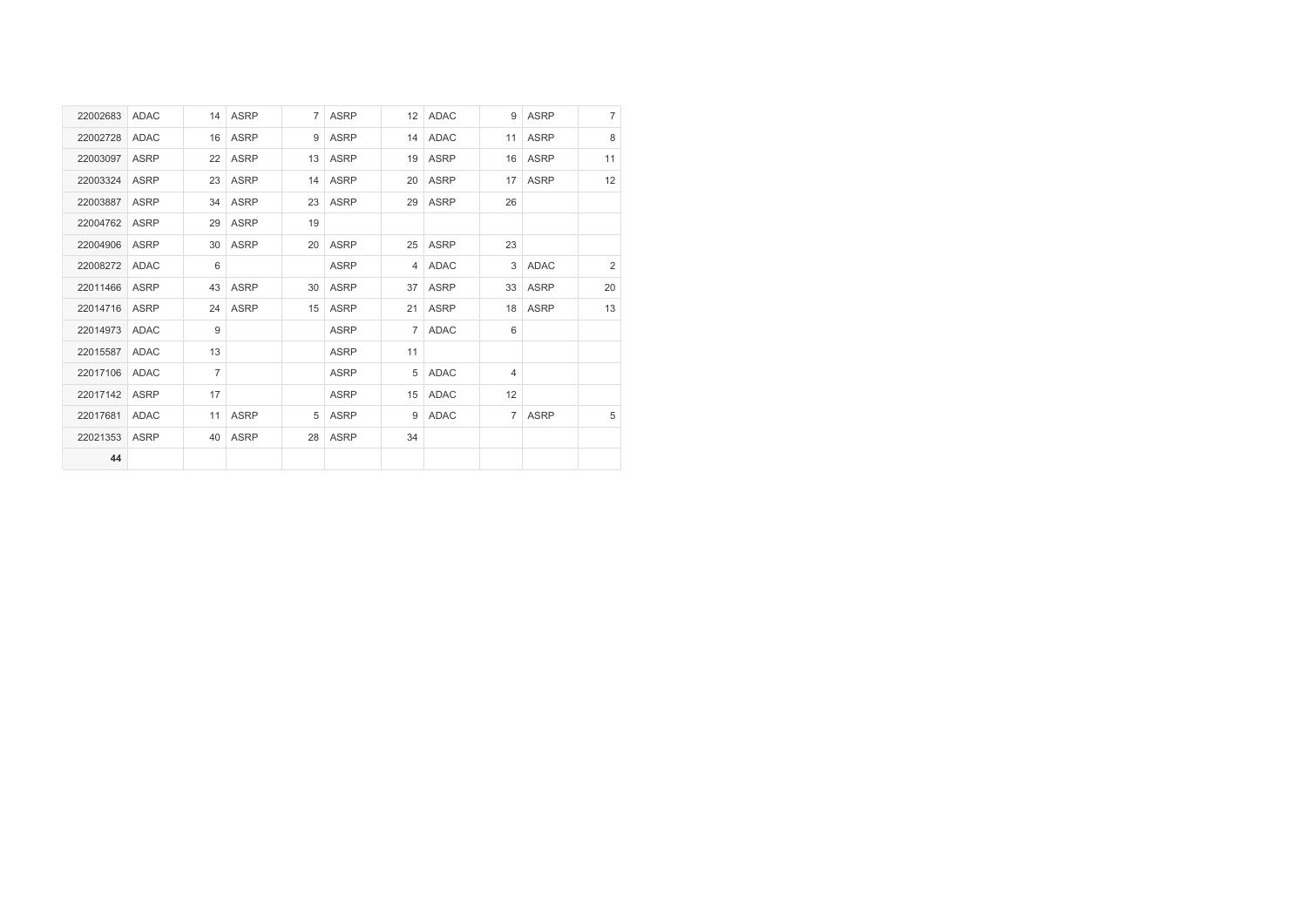| | | | | | | | | | | |
|---|---|---|---|---|---|---|---|---|---|---|
| 22002683 | ADAC | 14 | ASRP | 7 | ASRP | 12 | ADAC | 9 | ASRP | 7 |
| 22002728 | ADAC | 16 | ASRP | 9 | ASRP | 14 | ADAC | 11 | ASRP | 8 |
| 22003097 | ASRP | 22 | ASRP | 13 | ASRP | 19 | ASRP | 16 | ASRP | 11 |
| 22003324 | ASRP | 23 | ASRP | 14 | ASRP | 20 | ASRP | 17 | ASRP | 12 |
| 22003887 | ASRP | 34 | ASRP | 23 | ASRP | 29 | ASRP | 26 | | |
| 22004762 | ASRP | 29 | ASRP | 19 | | | | | | |
| 22004906 | ASRP | 30 | ASRP | 20 | ASRP | 25 | ASRP | 23 | | |
| 22008272 | ADAC | 6 | | | ASRP | 4 | ADAC | 3 | ADAC | 2 |
| 22011466 | ASRP | 43 | ASRP | 30 | ASRP | 37 | ASRP | 33 | ASRP | 20 |
| 22014716 | ASRP | 24 | ASRP | 15 | ASRP | 21 | ASRP | 18 | ASRP | 13 |
| 22014973 | ADAC | 9 | | | ASRP | 7 | ADAC | 6 | | |
| 22015587 | ADAC | 13 | | | ASRP | 11 | | | | |
| 22017106 | ADAC | 7 | | | ASRP | 5 | ADAC | 4 | | |
| 22017142 | ASRP | 17 | | | ASRP | 15 | ADAC | 12 | | |
| 22017681 | ADAC | 11 | ASRP | 5 | ASRP | 9 | ADAC | 7 | ASRP | 5 |
| 22021353 | ASRP | 40 | ASRP | 28 | ASRP | 34 | | | | |
| **44** | | | | | | | | | | |